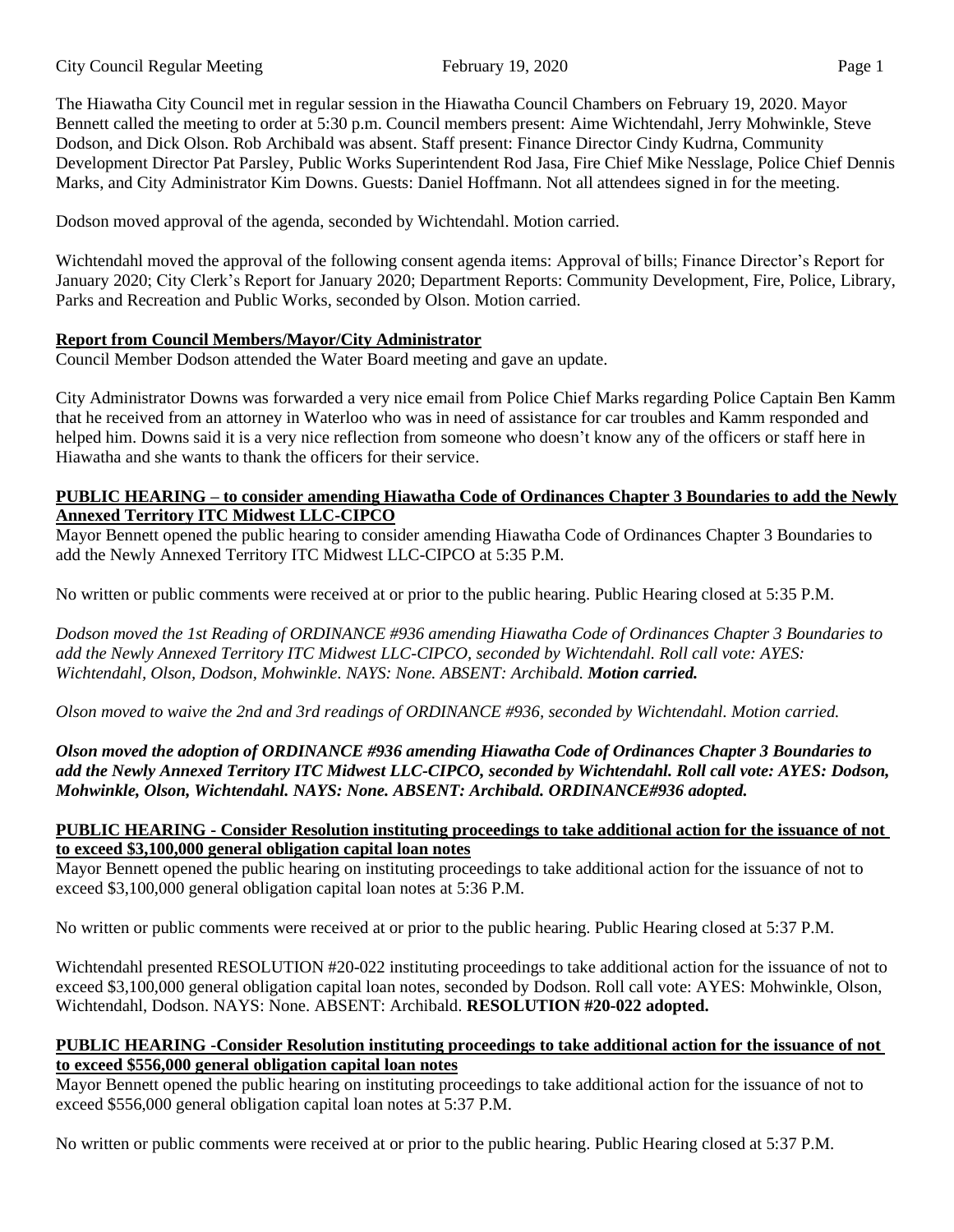The Hiawatha City Council met in regular session in the Hiawatha Council Chambers on February 19, 2020. Mayor Bennett called the meeting to order at 5:30 p.m. Council members present: Aime Wichtendahl, Jerry Mohwinkle, Steve Dodson, and Dick Olson. Rob Archibald was absent. Staff present: Finance Director Cindy Kudrna, Community Development Director Pat Parsley, Public Works Superintendent Rod Jasa, Fire Chief Mike Nesslage, Police Chief Dennis Marks, and City Administrator Kim Downs. Guests: Daniel Hoffmann. Not all attendees signed in for the meeting.

Dodson moved approval of the agenda, seconded by Wichtendahl. Motion carried.

Wichtendahl moved the approval of the following consent agenda items: Approval of bills; Finance Director's Report for January 2020; City Clerk's Report for January 2020; Department Reports: Community Development, Fire, Police, Library, Parks and Recreation and Public Works, seconded by Olson. Motion carried.

**Report from Council Members/Mayor/City Administrator**

Council Member Dodson attended the Water Board meeting and gave an update.

City Administrator Downs was forwarded a very nice email from Police Chief Marks regarding Police Captain Ben Kamm that he received from an attorney in Waterloo who was in need of assistance for car troubles and Kamm responded and helped him. Downs said it is a very nice reflection from someone who doesn't know any of the officers or staff here in Hiawatha and she wants to thank the officers for their service.

**PUBLIC HEARING – to consider amending Hiawatha Code of Ordinances Chapter 3 Boundaries to add the Newly Annexed Territory ITC Midwest LLC-CIPCO**

Mayor Bennett opened the public hearing to consider amending Hiawatha Code of Ordinances Chapter 3 Boundaries to add the Newly Annexed Territory ITC Midwest LLC-CIPCO at 5:35 P.M.

No written or public comments were received at or prior to the public hearing. Public Hearing closed at 5:35 P.M.

*Dodson moved the 1st Reading of ORDINANCE #936 amending Hiawatha Code of Ordinances Chapter 3 Boundaries to add the Newly Annexed Territory ITC Midwest LLC-CIPCO, seconded by Wichtendahl. Roll call vote: AYES: Wichtendahl, Olson, Dodson, Mohwinkle. NAYS: None. ABSENT: Archibald.* ***Motion carried.***

*Olson moved to waive the 2nd and 3rd readings of ORDINANCE #936, seconded by Wichtendahl. Motion carried.*

***Olson moved the adoption of ORDINANCE #936 amending Hiawatha Code of Ordinances Chapter 3 Boundaries to add the Newly Annexed Territory ITC Midwest LLC-CIPCO, seconded by Wichtendahl. Roll call vote: AYES: Dodson, Mohwinkle, Olson, Wichtendahl. NAYS: None. ABSENT: Archibald. ORDINANCE#936 adopted.***

**PUBLIC HEARING - Consider Resolution instituting proceedings to take additional action for the issuance of not to exceed $3,100,000 general obligation capital loan notes**

Mayor Bennett opened the public hearing on instituting proceedings to take additional action for the issuance of not to exceed $3,100,000 general obligation capital loan notes at 5:36 P.M.

No written or public comments were received at or prior to the public hearing. Public Hearing closed at 5:37 P.M.

Wichtendahl presented RESOLUTION #20-022 instituting proceedings to take additional action for the issuance of not to exceed $3,100,000 general obligation capital loan notes, seconded by Dodson. Roll call vote: AYES: Mohwinkle, Olson, Wichtendahl, Dodson. NAYS: None. ABSENT: Archibald. **RESOLUTION #20-022 adopted.**

**PUBLIC HEARING -Consider Resolution instituting proceedings to take additional action for the issuance of not to exceed $556,000 general obligation capital loan notes**

Mayor Bennett opened the public hearing on instituting proceedings to take additional action for the issuance of not to exceed $556,000 general obligation capital loan notes at 5:37 P.M.

No written or public comments were received at or prior to the public hearing. Public Hearing closed at 5:37 P.M.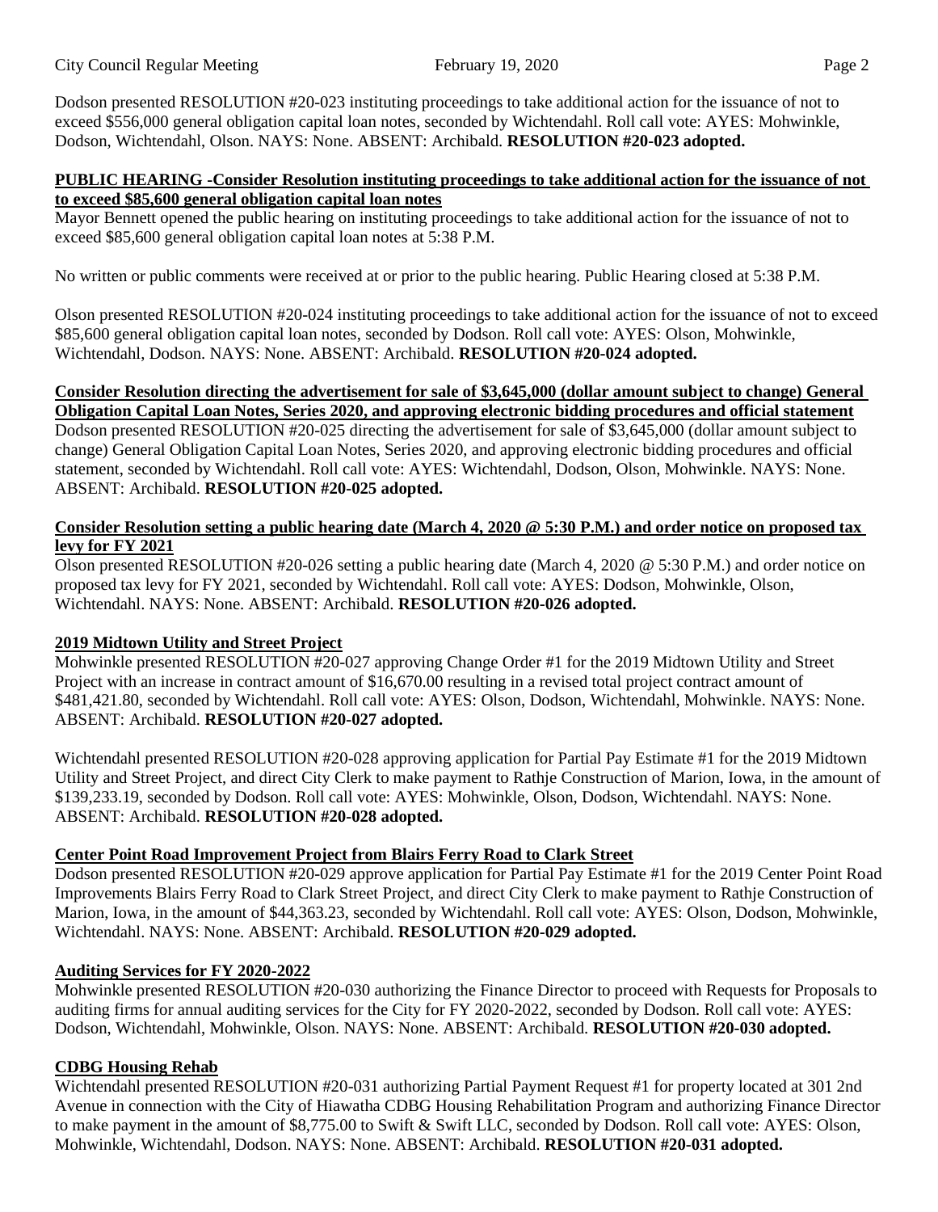Dodson presented RESOLUTION #20-023 instituting proceedings to take additional action for the issuance of not to exceed $556,000 general obligation capital loan notes, seconded by Wichtendahl. Roll call vote: AYES: Mohwinkle, Dodson, Wichtendahl, Olson. NAYS: None. ABSENT: Archibald. **RESOLUTION #20-023 adopted.**

**PUBLIC HEARING -Consider Resolution instituting proceedings to take additional action for the issuance of not to exceed $85,600 general obligation capital loan notes**

Mayor Bennett opened the public hearing on instituting proceedings to take additional action for the issuance of not to exceed $85,600 general obligation capital loan notes at 5:38 P.M.

No written or public comments were received at or prior to the public hearing. Public Hearing closed at 5:38 P.M.

Olson presented RESOLUTION #20-024 instituting proceedings to take additional action for the issuance of not to exceed $85,600 general obligation capital loan notes, seconded by Dodson. Roll call vote: AYES: Olson, Mohwinkle, Wichtendahl, Dodson. NAYS: None. ABSENT: Archibald. **RESOLUTION #20-024 adopted.**

**Consider Resolution directing the advertisement for sale of $3,645,000 (dollar amount subject to change) General Obligation Capital Loan Notes, Series 2020, and approving electronic bidding procedures and official statement**

Dodson presented RESOLUTION #20-025 directing the advertisement for sale of $3,645,000 (dollar amount subject to change) General Obligation Capital Loan Notes, Series 2020, and approving electronic bidding procedures and official statement, seconded by Wichtendahl. Roll call vote: AYES: Wichtendahl, Dodson, Olson, Mohwinkle. NAYS: None. ABSENT: Archibald. **RESOLUTION #20-025 adopted.**

**Consider Resolution setting a public hearing date (March 4, 2020 @ 5:30 P.M.) and order notice on proposed tax levy for FY 2021**

Olson presented RESOLUTION #20-026 setting a public hearing date (March 4, 2020 @ 5:30 P.M.) and order notice on proposed tax levy for FY 2021, seconded by Wichtendahl. Roll call vote: AYES: Dodson, Mohwinkle, Olson, Wichtendahl. NAYS: None. ABSENT: Archibald. **RESOLUTION #20-026 adopted.**

**2019 Midtown Utility and Street Project**

Mohwinkle presented RESOLUTION #20-027 approving Change Order #1 for the 2019 Midtown Utility and Street Project with an increase in contract amount of $16,670.00 resulting in a revised total project contract amount of $481,421.80, seconded by Wichtendahl. Roll call vote: AYES: Olson, Dodson, Wichtendahl, Mohwinkle. NAYS: None. ABSENT: Archibald. **RESOLUTION #20-027 adopted.**

Wichtendahl presented RESOLUTION #20-028 approving application for Partial Pay Estimate #1 for the 2019 Midtown Utility and Street Project, and direct City Clerk to make payment to Rathje Construction of Marion, Iowa, in the amount of $139,233.19, seconded by Dodson. Roll call vote: AYES: Mohwinkle, Olson, Dodson, Wichtendahl. NAYS: None. ABSENT: Archibald. **RESOLUTION #20-028 adopted.**

**Center Point Road Improvement Project from Blairs Ferry Road to Clark Street**

Dodson presented RESOLUTION #20-029 approve application for Partial Pay Estimate #1 for the 2019 Center Point Road Improvements Blairs Ferry Road to Clark Street Project, and direct City Clerk to make payment to Rathje Construction of Marion, Iowa, in the amount of $44,363.23, seconded by Wichtendahl. Roll call vote: AYES: Olson, Dodson, Mohwinkle, Wichtendahl. NAYS: None. ABSENT: Archibald. **RESOLUTION #20-029 adopted.**

**Auditing Services for FY 2020-2022**

Mohwinkle presented RESOLUTION #20-030 authorizing the Finance Director to proceed with Requests for Proposals to auditing firms for annual auditing services for the City for FY 2020-2022, seconded by Dodson. Roll call vote: AYES: Dodson, Wichtendahl, Mohwinkle, Olson. NAYS: None. ABSENT: Archibald. **RESOLUTION #20-030 adopted.**

**CDBG Housing Rehab**

Wichtendahl presented RESOLUTION #20-031 authorizing Partial Payment Request #1 for property located at 301 2nd Avenue in connection with the City of Hiawatha CDBG Housing Rehabilitation Program and authorizing Finance Director to make payment in the amount of $8,775.00 to Swift & Swift LLC, seconded by Dodson. Roll call vote: AYES: Olson, Mohwinkle, Wichtendahl, Dodson. NAYS: None. ABSENT: Archibald. **RESOLUTION #20-031 adopted.**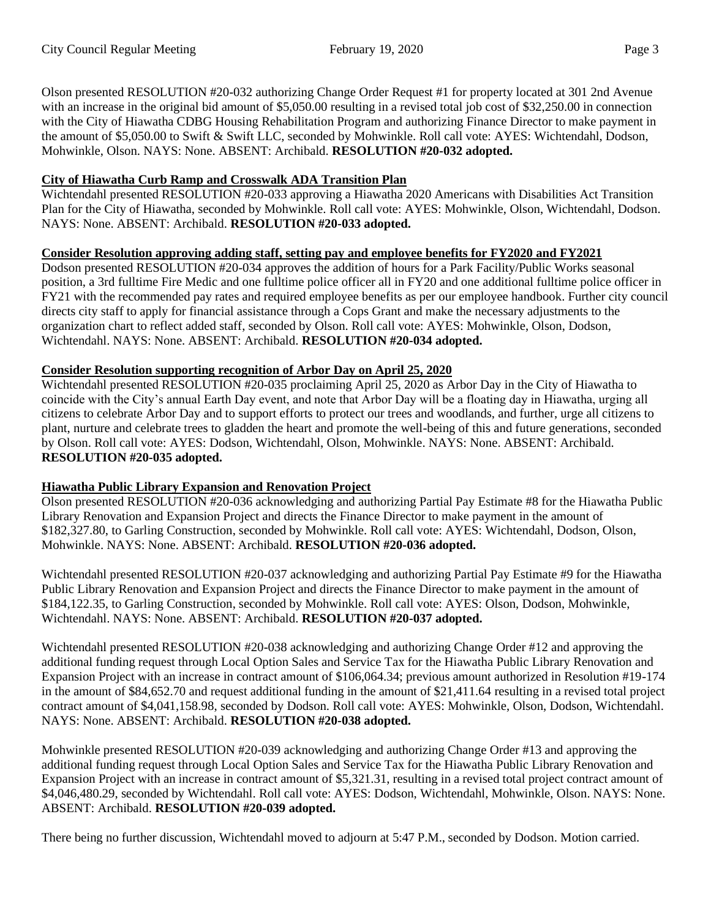Olson presented RESOLUTION #20-032 authorizing Change Order Request #1 for property located at 301 2nd Avenue with an increase in the original bid amount of $5,050.00 resulting in a revised total job cost of $32,250.00 in connection with the City of Hiawatha CDBG Housing Rehabilitation Program and authorizing Finance Director to make payment in the amount of $5,050.00 to Swift & Swift LLC, seconded by Mohwinkle. Roll call vote: AYES: Wichtendahl, Dodson, Mohwinkle, Olson. NAYS: None. ABSENT: Archibald. **RESOLUTION #20-032 adopted.**

**City of Hiawatha Curb Ramp and Crosswalk ADA Transition Plan**

Wichtendahl presented RESOLUTION #20-033 approving a Hiawatha 2020 Americans with Disabilities Act Transition Plan for the City of Hiawatha, seconded by Mohwinkle. Roll call vote: AYES: Mohwinkle, Olson, Wichtendahl, Dodson. NAYS: None. ABSENT: Archibald. **RESOLUTION #20-033 adopted.**

**Consider Resolution approving adding staff, setting pay and employee benefits for FY2020 and FY2021**

Dodson presented RESOLUTION #20-034 approves the addition of hours for a Park Facility/Public Works seasonal position, a 3rd fulltime Fire Medic and one fulltime police officer all in FY20 and one additional fulltime police officer in FY21 with the recommended pay rates and required employee benefits as per our employee handbook. Further city council directs city staff to apply for financial assistance through a Cops Grant and make the necessary adjustments to the organization chart to reflect added staff, seconded by Olson. Roll call vote: AYES: Mohwinkle, Olson, Dodson, Wichtendahl. NAYS: None. ABSENT: Archibald. **RESOLUTION #20-034 adopted.**

**Consider Resolution supporting recognition of Arbor Day on April 25, 2020**

Wichtendahl presented RESOLUTION #20-035 proclaiming April 25, 2020 as Arbor Day in the City of Hiawatha to coincide with the City's annual Earth Day event, and note that Arbor Day will be a floating day in Hiawatha, urging all citizens to celebrate Arbor Day and to support efforts to protect our trees and woodlands, and further, urge all citizens to plant, nurture and celebrate trees to gladden the heart and promote the well-being of this and future generations, seconded by Olson. Roll call vote: AYES: Dodson, Wichtendahl, Olson, Mohwinkle. NAYS: None. ABSENT: Archibald. **RESOLUTION #20-035 adopted.**

**Hiawatha Public Library Expansion and Renovation Project**

Olson presented RESOLUTION #20-036 acknowledging and authorizing Partial Pay Estimate #8 for the Hiawatha Public Library Renovation and Expansion Project and directs the Finance Director to make payment in the amount of $182,327.80, to Garling Construction, seconded by Mohwinkle. Roll call vote: AYES: Wichtendahl, Dodson, Olson, Mohwinkle. NAYS: None. ABSENT: Archibald. **RESOLUTION #20-036 adopted.**

Wichtendahl presented RESOLUTION #20-037 acknowledging and authorizing Partial Pay Estimate #9 for the Hiawatha Public Library Renovation and Expansion Project and directs the Finance Director to make payment in the amount of $184,122.35, to Garling Construction, seconded by Mohwinkle. Roll call vote: AYES: Olson, Dodson, Mohwinkle, Wichtendahl. NAYS: None. ABSENT: Archibald. **RESOLUTION #20-037 adopted.**

Wichtendahl presented RESOLUTION #20-038 acknowledging and authorizing Change Order #12 and approving the additional funding request through Local Option Sales and Service Tax for the Hiawatha Public Library Renovation and Expansion Project with an increase in contract amount of $106,064.34; previous amount authorized in Resolution #19-174 in the amount of $84,652.70 and request additional funding in the amount of $21,411.64 resulting in a revised total project contract amount of $4,041,158.98, seconded by Dodson. Roll call vote: AYES: Mohwinkle, Olson, Dodson, Wichtendahl. NAYS: None. ABSENT: Archibald. **RESOLUTION #20-038 adopted.**

Mohwinkle presented RESOLUTION #20-039 acknowledging and authorizing Change Order #13 and approving the additional funding request through Local Option Sales and Service Tax for the Hiawatha Public Library Renovation and Expansion Project with an increase in contract amount of $5,321.31, resulting in a revised total project contract amount of $4,046,480.29, seconded by Wichtendahl. Roll call vote: AYES: Dodson, Wichtendahl, Mohwinkle, Olson. NAYS: None. ABSENT: Archibald. **RESOLUTION #20-039 adopted.**

There being no further discussion, Wichtendahl moved to adjourn at 5:47 P.M., seconded by Dodson. Motion carried.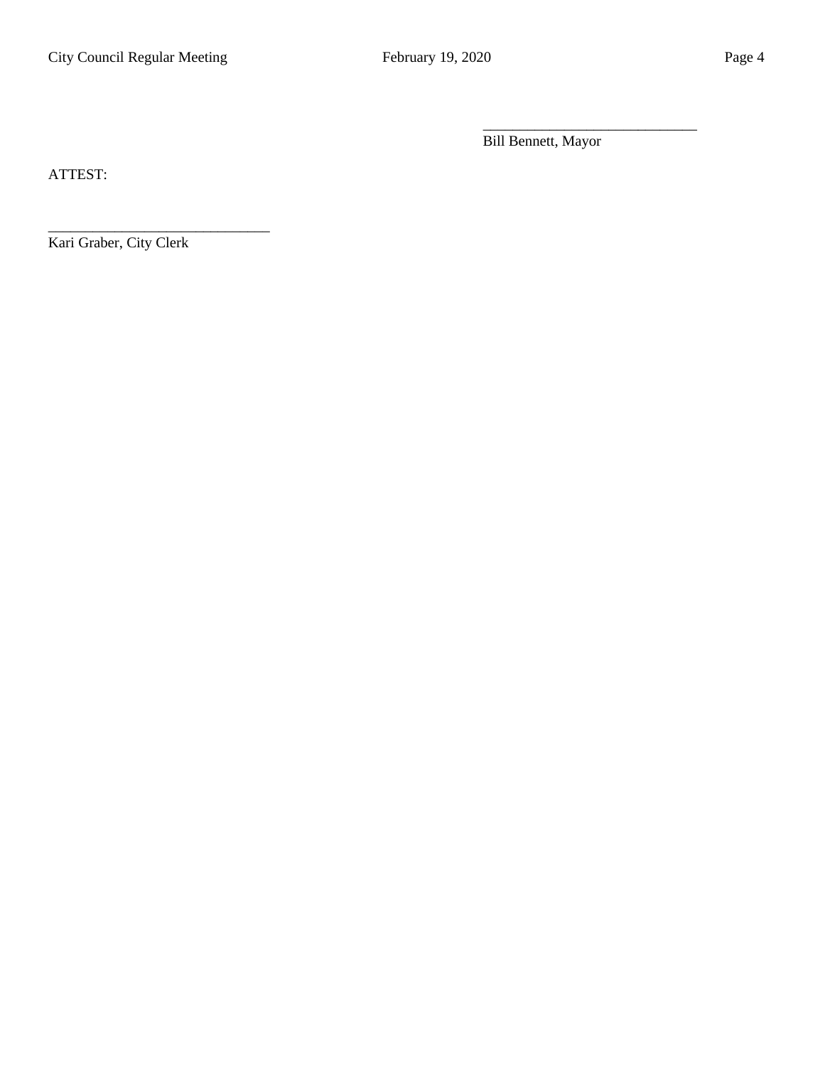_____________________________
Bill Bennett, Mayor

ATTEST:

_____________________________
Kari Graber, City Clerk